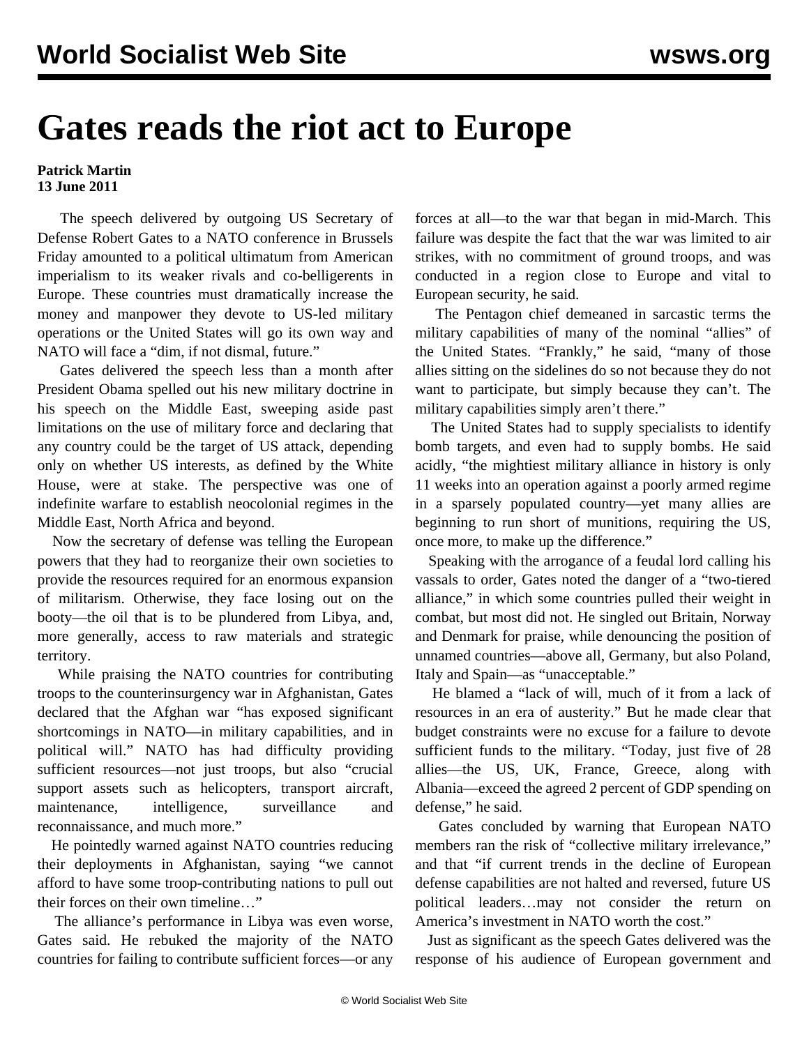# Gates reads the riot act to Europe

**Patrick Martin**
**13 June 2011**

The speech delivered by outgoing US Secretary of Defense Robert Gates to a NATO conference in Brussels Friday amounted to a political ultimatum from American imperialism to its weaker rivals and co-belligerents in Europe. These countries must dramatically increase the money and manpower they devote to US-led military operations or the United States will go its own way and NATO will face a "dim, if not dismal, future."

Gates delivered the speech less than a month after President Obama spelled out his new military doctrine in his speech on the Middle East, sweeping aside past limitations on the use of military force and declaring that any country could be the target of US attack, depending only on whether US interests, as defined by the White House, were at stake. The perspective was one of indefinite warfare to establish neocolonial regimes in the Middle East, North Africa and beyond.

Now the secretary of defense was telling the European powers that they had to reorganize their own societies to provide the resources required for an enormous expansion of militarism. Otherwise, they face losing out on the booty—the oil that is to be plundered from Libya, and, more generally, access to raw materials and strategic territory.

While praising the NATO countries for contributing troops to the counterinsurgency war in Afghanistan, Gates declared that the Afghan war "has exposed significant shortcomings in NATO—in military capabilities, and in political will." NATO has had difficulty providing sufficient resources—not just troops, but also "crucial support assets such as helicopters, transport aircraft, maintenance, intelligence, surveillance and reconnaissance, and much more."

He pointedly warned against NATO countries reducing their deployments in Afghanistan, saying "we cannot afford to have some troop-contributing nations to pull out their forces on their own timeline…"

The alliance's performance in Libya was even worse, Gates said. He rebuked the majority of the NATO countries for failing to contribute sufficient forces—or any forces at all—to the war that began in mid-March. This failure was despite the fact that the war was limited to air strikes, with no commitment of ground troops, and was conducted in a region close to Europe and vital to European security, he said.

The Pentagon chief demeaned in sarcastic terms the military capabilities of many of the nominal "allies" of the United States. "Frankly," he said, "many of those allies sitting on the sidelines do so not because they do not want to participate, but simply because they can't. The military capabilities simply aren't there."

The United States had to supply specialists to identify bomb targets, and even had to supply bombs. He said acidly, "the mightiest military alliance in history is only 11 weeks into an operation against a poorly armed regime in a sparsely populated country—yet many allies are beginning to run short of munitions, requiring the US, once more, to make up the difference."

Speaking with the arrogance of a feudal lord calling his vassals to order, Gates noted the danger of a "two-tiered alliance," in which some countries pulled their weight in combat, but most did not. He singled out Britain, Norway and Denmark for praise, while denouncing the position of unnamed countries—above all, Germany, but also Poland, Italy and Spain—as "unacceptable."

He blamed a "lack of will, much of it from a lack of resources in an era of austerity." But he made clear that budget constraints were no excuse for a failure to devote sufficient funds to the military. "Today, just five of 28 allies—the US, UK, France, Greece, along with Albania—exceed the agreed 2 percent of GDP spending on defense," he said.

Gates concluded by warning that European NATO members ran the risk of "collective military irrelevance," and that "if current trends in the decline of European defense capabilities are not halted and reversed, future US political leaders…may not consider the return on America's investment in NATO worth the cost."

Just as significant as the speech Gates delivered was the response of his audience of European government and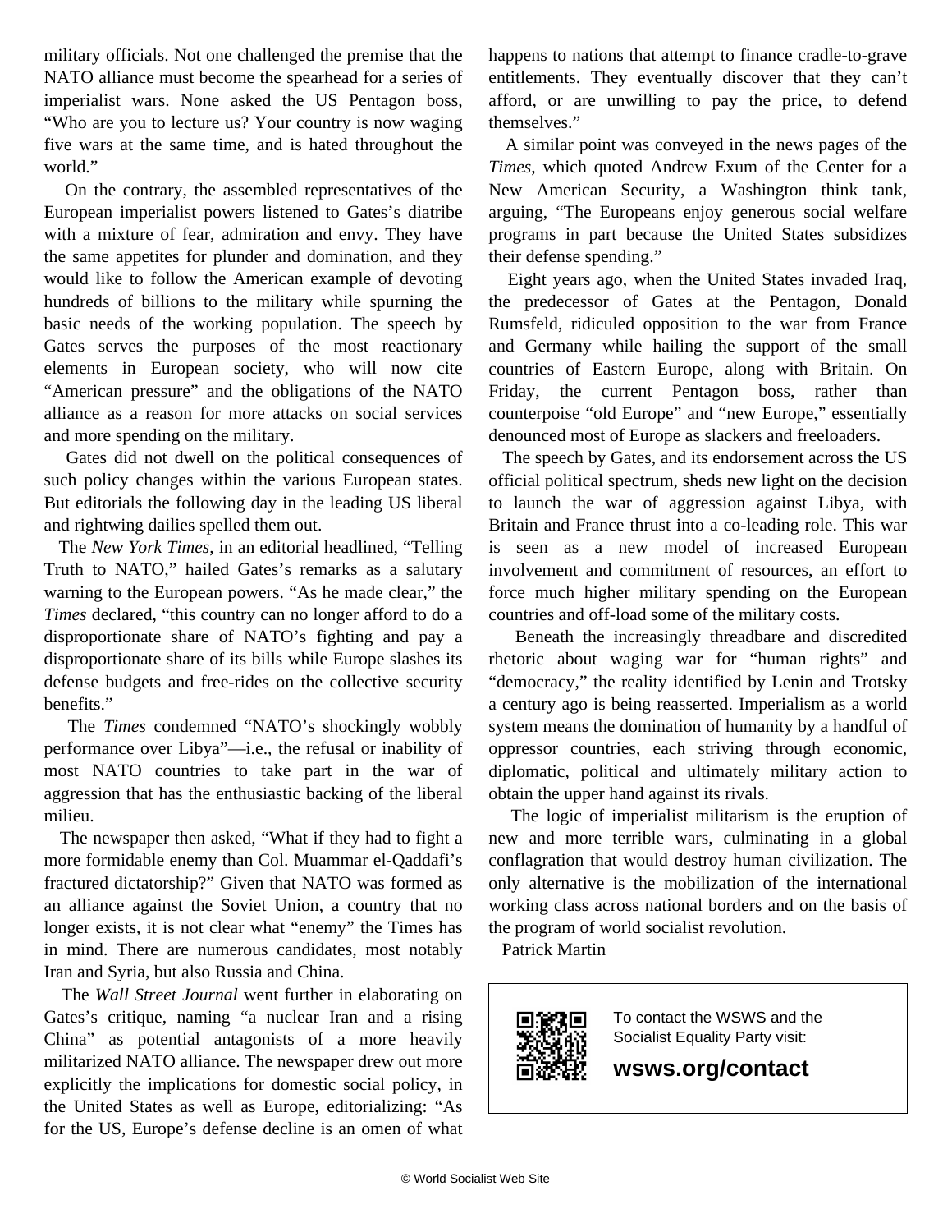military officials. Not one challenged the premise that the NATO alliance must become the spearhead for a series of imperialist wars. None asked the US Pentagon boss, "Who are you to lecture us? Your country is now waging five wars at the same time, and is hated throughout the world."

On the contrary, the assembled representatives of the European imperialist powers listened to Gates's diatribe with a mixture of fear, admiration and envy. They have the same appetites for plunder and domination, and they would like to follow the American example of devoting hundreds of billions to the military while spurning the basic needs of the working population. The speech by Gates serves the purposes of the most reactionary elements in European society, who will now cite "American pressure" and the obligations of the NATO alliance as a reason for more attacks on social services and more spending on the military.

Gates did not dwell on the political consequences of such policy changes within the various European states. But editorials the following day in the leading US liberal and rightwing dailies spelled them out.

The *New York Times*, in an editorial headlined, "Telling Truth to NATO," hailed Gates's remarks as a salutary warning to the European powers. "As he made clear," the *Times* declared, "this country can no longer afford to do a disproportionate share of NATO's fighting and pay a disproportionate share of its bills while Europe slashes its defense budgets and free-rides on the collective security benefits."

The *Times* condemned "NATO's shockingly wobbly performance over Libya"—i.e., the refusal or inability of most NATO countries to take part in the war of aggression that has the enthusiastic backing of the liberal milieu.

The newspaper then asked, "What if they had to fight a more formidable enemy than Col. Muammar el-Qaddafi's fractured dictatorship?" Given that NATO was formed as an alliance against the Soviet Union, a country that no longer exists, it is not clear what "enemy" the Times has in mind. There are numerous candidates, most notably Iran and Syria, but also Russia and China.

The *Wall Street Journal* went further in elaborating on Gates's critique, naming "a nuclear Iran and a rising China" as potential antagonists of a more heavily militarized NATO alliance. The newspaper drew out more explicitly the implications for domestic social policy, in the United States as well as Europe, editorializing: "As for the US, Europe's defense decline is an omen of what happens to nations that attempt to finance cradle-to-grave entitlements. They eventually discover that they can't afford, or are unwilling to pay the price, to defend themselves."

A similar point was conveyed in the news pages of the *Times*, which quoted Andrew Exum of the Center for a New American Security, a Washington think tank, arguing, "The Europeans enjoy generous social welfare programs in part because the United States subsidizes their defense spending."

Eight years ago, when the United States invaded Iraq, the predecessor of Gates at the Pentagon, Donald Rumsfeld, ridiculed opposition to the war from France and Germany while hailing the support of the small countries of Eastern Europe, along with Britain. On Friday, the current Pentagon boss, rather than counterpoise "old Europe" and "new Europe," essentially denounced most of Europe as slackers and freeloaders.

The speech by Gates, and its endorsement across the US official political spectrum, sheds new light on the decision to launch the war of aggression against Libya, with Britain and France thrust into a co-leading role. This war is seen as a new model of increased European involvement and commitment of resources, an effort to force much higher military spending on the European countries and off-load some of the military costs.

Beneath the increasingly threadbare and discredited rhetoric about waging war for "human rights" and "democracy," the reality identified by Lenin and Trotsky a century ago is being reasserted. Imperialism as a world system means the domination of humanity by a handful of oppressor countries, each striving through economic, diplomatic, political and ultimately military action to obtain the upper hand against its rivals.

The logic of imperialist militarism is the eruption of new and more terrible wars, culminating in a global conflagration that would destroy human civilization. The only alternative is the mobilization of the international working class across national borders and on the basis of the program of world socialist revolution.

Patrick Martin

To contact the WSWS and the Socialist Equality Party visit:

**wsws.org/contact**